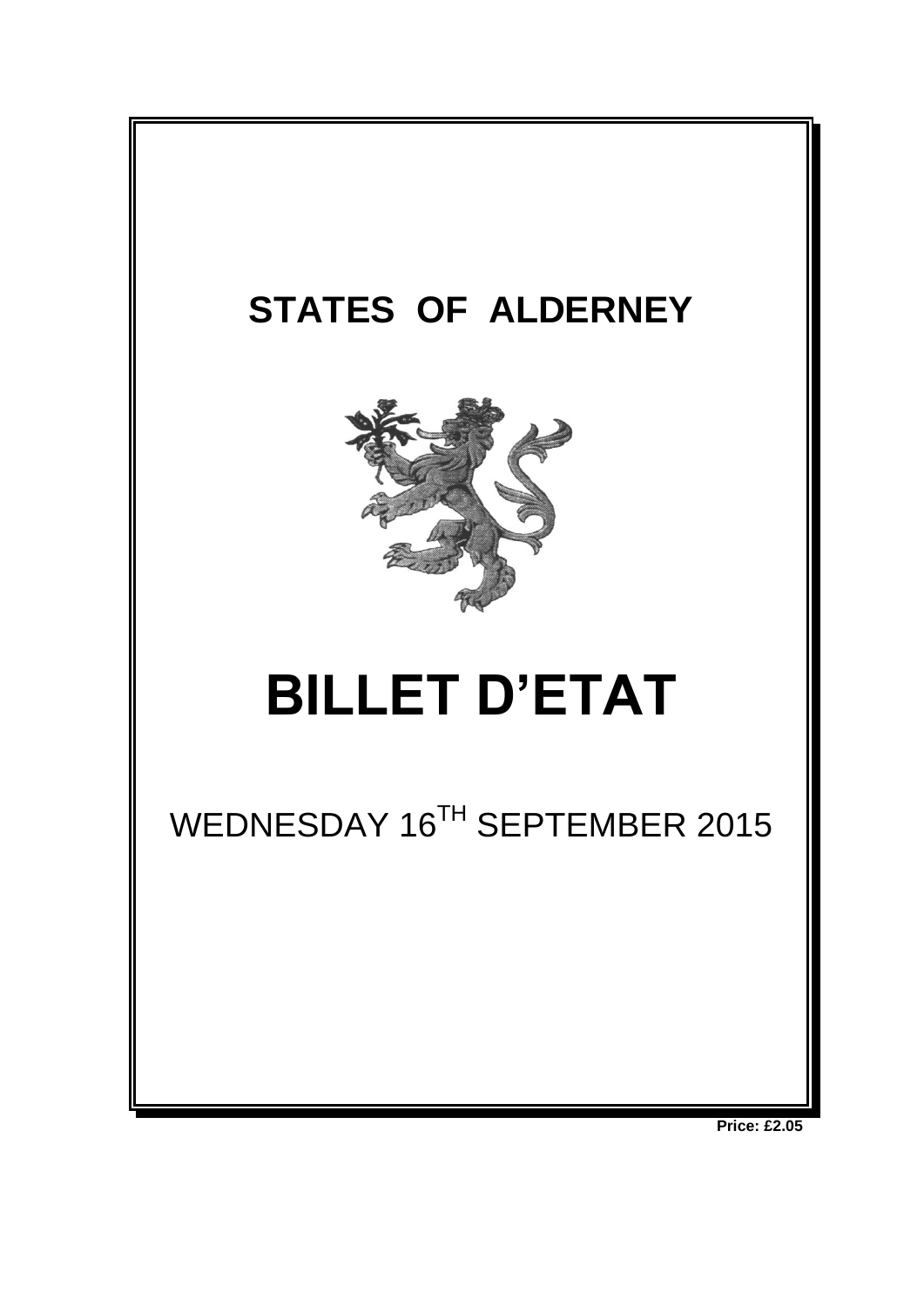# STATES OF ALDERNEY

# BILLET D'ETAT

WEDNESDAY 16[TH] SEPTEMBER 2015

**Price: £2.05**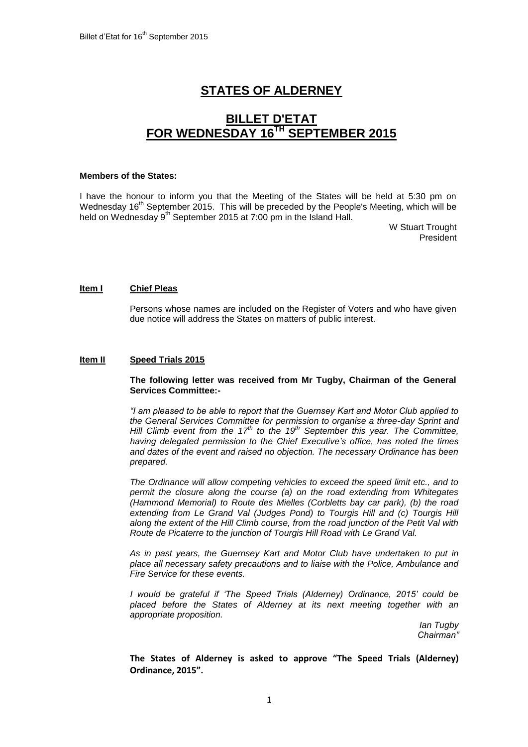# STATES OF ALDERNEY

# BILLET D'ETAT FOR WEDNESDAY 16TH SEPTEMBER 2015

**Members of the States:**

I have the honour to inform you that the Meeting of the States will be held at 5:30 pm on Wednesday 16th September 2015. This will be preceded by the People's Meeting, which will be held on Wednesday 9th September 2015 at 7:00 pm in the Island Hall.

W Stuart Trought
President

## Item I Chief Pleas

Persons whose names are included on the Register of Voters and who have given due notice will address the States on matters of public interest.

## Item II Speed Trials 2015

**The following letter was received from Mr Tugby, Chairman of the General Services Committee:-**

*"I am pleased to be able to report that the Guernsey Kart and Motor Club applied to the General Services Committee for permission to organise a three-day Sprint and Hill Climb event from the 17th to the 19th September this year. The Committee, having delegated permission to the Chief Executive's office, has noted the times and dates of the event and raised no objection. The necessary Ordinance has been prepared.*

*The Ordinance will allow competing vehicles to exceed the speed limit etc., and to permit the closure along the course (a) on the road extending from Whitegates (Hammond Memorial) to Route des Mielles (Corbletts bay car park), (b) the road extending from Le Grand Val (Judges Pond) to Tourgis Hill and (c) Tourgis Hill along the extent of the Hill Climb course, from the road junction of the Petit Val with Route de Picaterre to the junction of Tourgis Hill Road with Le Grand Val.*

*As in past years, the Guernsey Kart and Motor Club have undertaken to put in place all necessary safety precautions and to liaise with the Police, Ambulance and Fire Service for these events.*

*I would be grateful if 'The Speed Trials (Alderney) Ordinance, 2015' could be placed before the States of Alderney at its next meeting together with an appropriate proposition.*

*Ian Tugby*
*Chairman"*

**The States of Alderney is asked to approve "The Speed Trials (Alderney) Ordinance, 2015".**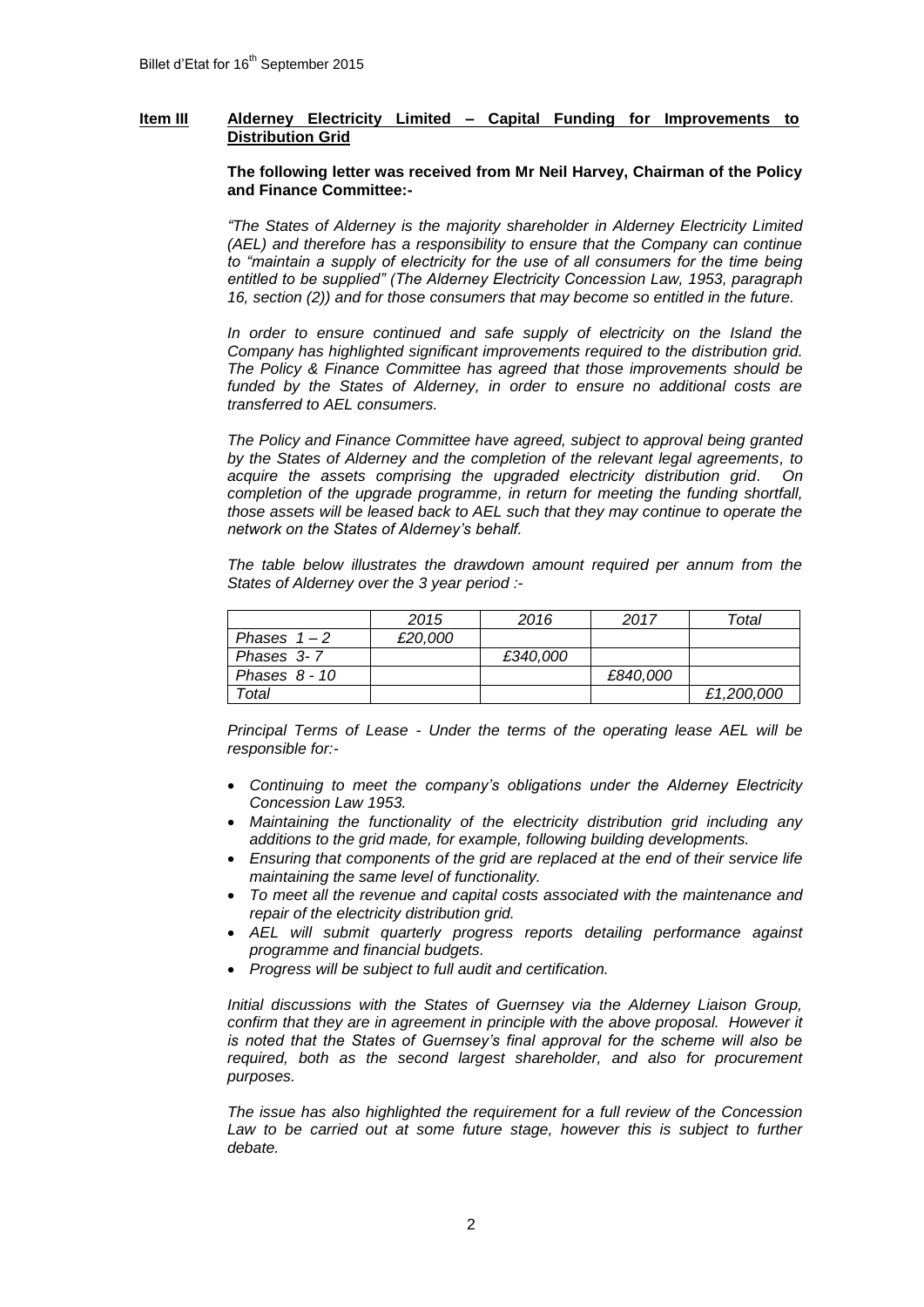**Item III** **Alderney Electricity Limited – Capital Funding for Improvements to Distribution Grid**

**The following letter was received from Mr Neil Harvey, Chairman of the Policy and Finance Committee:-**

*"The States of Alderney is the majority shareholder in Alderney Electricity Limited (AEL) and therefore has a responsibility to ensure that the Company can continue to "maintain a supply of electricity for the use of all consumers for the time being entitled to be supplied" (The Alderney Electricity Concession Law, 1953, paragraph 16, section (2)) and for those consumers that may become so entitled in the future.*

*In order to ensure continued and safe supply of electricity on the Island the Company has highlighted significant improvements required to the distribution grid. The Policy & Finance Committee has agreed that those improvements should be funded by the States of Alderney, in order to ensure no additional costs are transferred to AEL consumers.*

*The Policy and Finance Committee have agreed, subject to approval being granted by the States of Alderney and the completion of the relevant legal agreements, to acquire the assets comprising the upgraded electricity distribution grid. On completion of the upgrade programme, in return for meeting the funding shortfall, those assets will be leased back to AEL such that they may continue to operate the network on the States of Alderney's behalf.*

*The table below illustrates the drawdown amount required per annum from the States of Alderney over the 3 year period :-*

| | *2015* | *2016* | *2017* | *Total* |
|---|---|---|---|---|
| *Phases 1 – 2* | *£20,000* | | | |
| *Phases 3- 7* | | *£340,000* | | |
| *Phases 8 - 10* | | | *£840,000* | |
| *Total* | | | | *£1,200,000* |

*Principal Terms of Lease - Under the terms of the operating lease AEL will be responsible for:-*

- *Continuing to meet the company's obligations under the Alderney Electricity Concession Law 1953.*
- *Maintaining the functionality of the electricity distribution grid including any additions to the grid made, for example, following building developments.*
- *Ensuring that components of the grid are replaced at the end of their service life maintaining the same level of functionality.*
- *To meet all the revenue and capital costs associated with the maintenance and repair of the electricity distribution grid.*
- *AEL will submit quarterly progress reports detailing performance against programme and financial budgets.*
- *Progress will be subject to full audit and certification.*

*Initial discussions with the States of Guernsey via the Alderney Liaison Group, confirm that they are in agreement in principle with the above proposal. However it is noted that the States of Guernsey's final approval for the scheme will also be required, both as the second largest shareholder, and also for procurement purposes.*

*The issue has also highlighted the requirement for a full review of the Concession Law to be carried out at some future stage, however this is subject to further debate.*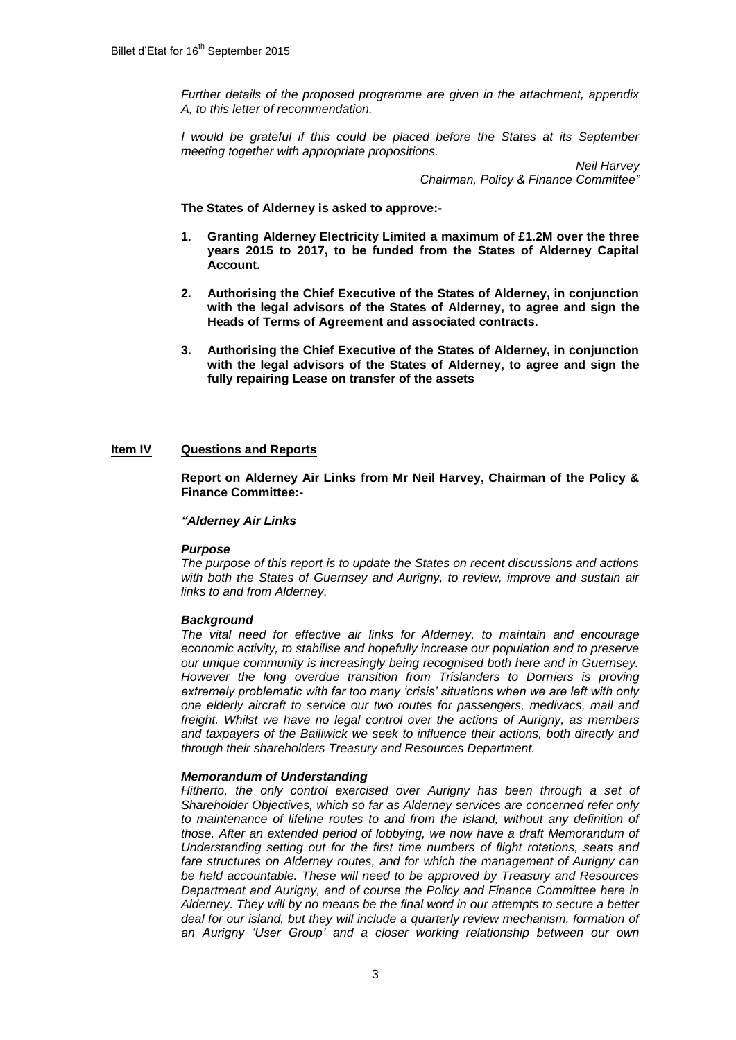*Further details of the proposed programme are given in the attachment, appendix A, to this letter of recommendation.*

*I would be grateful if this could be placed before the States at its September meeting together with appropriate propositions.*

*Neil Harvey*
*Chairman, Policy & Finance Committee"*

**The States of Alderney is asked to approve:-**

1. **Granting Alderney Electricity Limited a maximum of £1.2M over the three years 2015 to 2017, to be funded from the States of Alderney Capital Account.**

2. **Authorising the Chief Executive of the States of Alderney, in conjunction with the legal advisors of the States of Alderney, to agree and sign the Heads of Terms of Agreement and associated contracts.**

3. **Authorising the Chief Executive of the States of Alderney, in conjunction with the legal advisors of the States of Alderney, to agree and sign the fully repairing Lease on transfer of the assets**

## **Item IV** **Questions and Reports**

**Report on Alderney Air Links from Mr Neil Harvey, Chairman of the Policy & Finance Committee:-**

***"Alderney Air Links***

***Purpose***
*The purpose of this report is to update the States on recent discussions and actions with both the States of Guernsey and Aurigny, to review, improve and sustain air links to and from Alderney.*

***Background***
*The vital need for effective air links for Alderney, to maintain and encourage economic activity, to stabilise and hopefully increase our population and to preserve our unique community is increasingly being recognised both here and in Guernsey. However the long overdue transition from Trislanders to Dorniers is proving extremely problematic with far too many 'crisis' situations when we are left with only one elderly aircraft to service our two routes for passengers, medivacs, mail and freight. Whilst we have no legal control over the actions of Aurigny, as members and taxpayers of the Bailiwick we seek to influence their actions, both directly and through their shareholders Treasury and Resources Department.*

***Memorandum of Understanding***
*Hitherto, the only control exercised over Aurigny has been through a set of Shareholder Objectives, which so far as Alderney services are concerned refer only to maintenance of lifeline routes to and from the island, without any definition of those. After an extended period of lobbying, we now have a draft Memorandum of Understanding setting out for the first time numbers of flight rotations, seats and fare structures on Alderney routes, and for which the management of Aurigny can be held accountable. These will need to be approved by Treasury and Resources Department and Aurigny, and of course the Policy and Finance Committee here in Alderney. They will by no means be the final word in our attempts to secure a better deal for our island, but they will include a quarterly review mechanism, formation of an Aurigny 'User Group' and a closer working relationship between our own*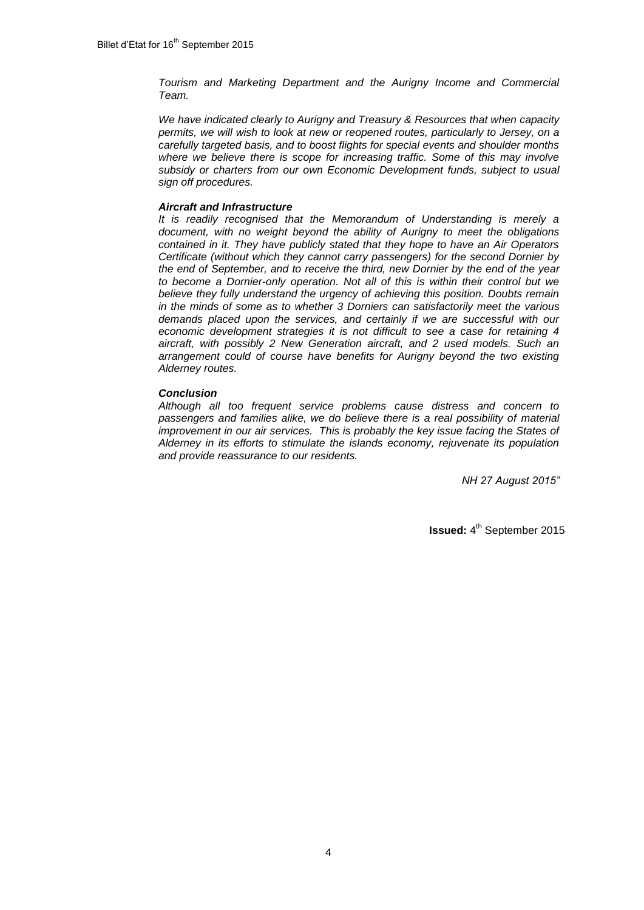*Tourism and Marketing Department and the Aurigny Income and Commercial Team.*

*We have indicated clearly to Aurigny and Treasury & Resources that when capacity permits, we will wish to look at new or reopened routes, particularly to Jersey, on a carefully targeted basis, and to boost flights for special events and shoulder months where we believe there is scope for increasing traffic. Some of this may involve subsidy or charters from our own Economic Development funds, subject to usual sign off procedures.*

***Aircraft and Infrastructure***

*It is readily recognised that the Memorandum of Understanding is merely a document, with no weight beyond the ability of Aurigny to meet the obligations contained in it. They have publicly stated that they hope to have an Air Operators Certificate (without which they cannot carry passengers) for the second Dornier by the end of September, and to receive the third, new Dornier by the end of the year to become a Dornier-only operation. Not all of this is within their control but we believe they fully understand the urgency of achieving this position. Doubts remain in the minds of some as to whether 3 Dorniers can satisfactorily meet the various demands placed upon the services, and certainly if we are successful with our economic development strategies it is not difficult to see a case for retaining 4 aircraft, with possibly 2 New Generation aircraft, and 2 used models. Such an arrangement could of course have benefits for Aurigny beyond the two existing Alderney routes.*

***Conclusion***

*Although all too frequent service problems cause distress and concern to passengers and families alike, we do believe there is a real possibility of material improvement in our air services. This is probably the key issue facing the States of Alderney in its efforts to stimulate the islands economy, rejuvenate its population and provide reassurance to our residents.*

*NH 27 August 2015"*

**Issued:** 4th September 2015